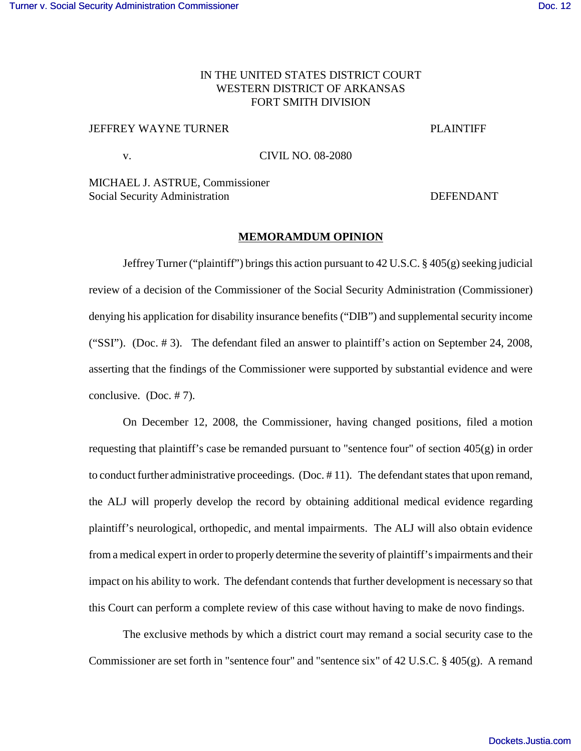IN THE UNITED STATES DISTRICT COURT
WESTERN DISTRICT OF ARKANSAS
FORT SMITH DIVISION

JEFFREY WAYNE TURNER PLAINTIFF

v. CIVIL NO. 08-2080

MICHAEL J. ASTRUE, Commissioner
Social Security Administration DEFENDANT

**MEMORAMDUM OPINION**

Jeffrey Turner ("plaintiff") brings this action pursuant to 42 U.S.C. § 405(g) seeking judicial review of a decision of the Commissioner of the Social Security Administration (Commissioner) denying his application for disability insurance benefits ("DIB") and supplemental security income ("SSI"). (Doc. # 3). The defendant filed an answer to plaintiff's action on September 24, 2008, asserting that the findings of the Commissioner were supported by substantial evidence and were conclusive. (Doc. # 7).

On December 12, 2008, the Commissioner, having changed positions, filed a motion requesting that plaintiff's case be remanded pursuant to "sentence four" of section 405(g) in order to conduct further administrative proceedings. (Doc. # 11). The defendant states that upon remand, the ALJ will properly develop the record by obtaining additional medical evidence regarding plaintiff's neurological, orthopedic, and mental impairments. The ALJ will also obtain evidence from a medical expert in order to properly determine the severity of plaintiff's impairments and their impact on his ability to work. The defendant contends that further development is necessary so that this Court can perform a complete review of this case without having to make de novo findings.

The exclusive methods by which a district court may remand a social security case to the Commissioner are set forth in "sentence four" and "sentence six" of 42 U.S.C. § 405(g). A remand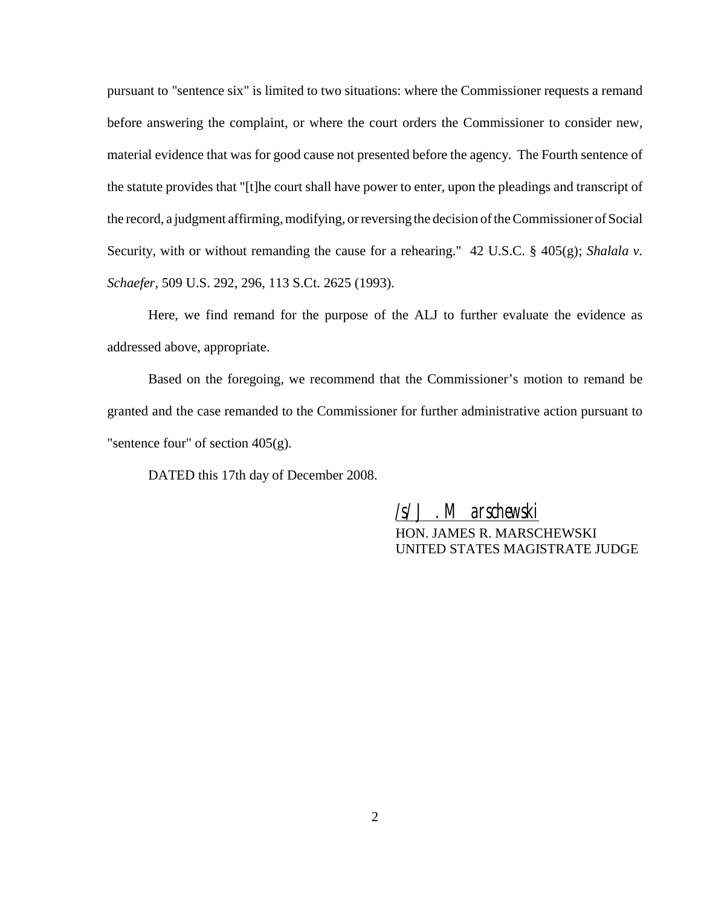pursuant to "sentence six" is limited to two situations: where the Commissioner requests a remand before answering the complaint, or where the court orders the Commissioner to consider new, material evidence that was for good cause not presented before the agency. The Fourth sentence of the statute provides that "[t]he court shall have power to enter, upon the pleadings and transcript of the record, a judgment affirming, modifying, or reversing the decision of the Commissioner of Social Security, with or without remanding the cause for a rehearing." 42 U.S.C. § 405(g); *Shalala v. Schaefer,* 509 U.S. 292, 296, 113 S.Ct. 2625 (1993).

Here, we find remand for the purpose of the ALJ to further evaluate the evidence as addressed above, appropriate.

Based on the foregoing, we recommend that the Commissioner's motion to remand be granted and the case remanded to the Commissioner for further administrative action pursuant to "sentence four" of section 405(g).

DATED this 17th day of December 2008.

/s/ J. Marschewski
HON. JAMES R. MARSCHEWSKI
UNITED STATES MAGISTRATE JUDGE